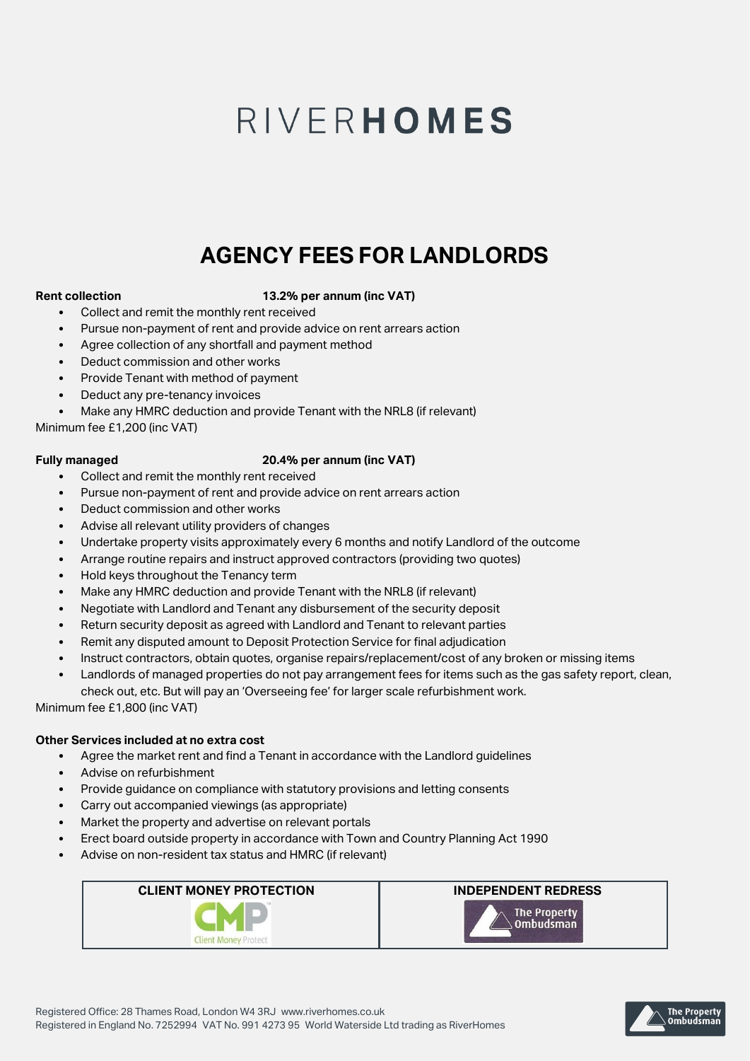# RIVERHOMES

## AGENCY FEES FOR LANDLORDS

**Rent collection** **13.2% per annum (inc VAT)**

- Collect and remit the monthly rent received
- Pursue non-payment of rent and provide advice on rent arrears action
- Agree collection of any shortfall and payment method
- Deduct commission and other works
- Provide Tenant with method of payment
- Deduct any pre-tenancy invoices
- Make any HMRC deduction and provide Tenant with the NRL8 (if relevant)

Minimum fee £1,200 (inc VAT)

**Fully managed** **20.4% per annum (inc VAT)**

- Collect and remit the monthly rent received
- Pursue non-payment of rent and provide advice on rent arrears action
- Deduct commission and other works
- Advise all relevant utility providers of changes
- Undertake property visits approximately every 6 months and notify Landlord of the outcome
- Arrange routine repairs and instruct approved contractors (providing two quotes)
- Hold keys throughout the Tenancy term
- Make any HMRC deduction and provide Tenant with the NRL8 (if relevant)
- Negotiate with Landlord and Tenant any disbursement of the security deposit
- Return security deposit as agreed with Landlord and Tenant to relevant parties
- Remit any disputed amount to Deposit Protection Service for final adjudication
- Instruct contractors, obtain quotes, organise repairs/replacement/cost of any broken or missing items
- Landlords of managed properties do not pay arrangement fees for items such as the gas safety report, clean, check out, etc. But will pay an 'Overseeing fee' for larger scale refurbishment work.

Minimum fee £1,800 (inc VAT)

**Other Services included at no extra cost**

- Agree the market rent and find a Tenant in accordance with the Landlord guidelines
- Advise on refurbishment
- Provide guidance on compliance with statutory provisions and letting consents
- Carry out accompanied viewings (as appropriate)
- Market the property and advertise on relevant portals
- Erect board outside property in accordance with Town and Country Planning Act 1990
- Advise on non-resident tax status and HMRC (if relevant)

| CLIENT MONEY PROTECTION | INDEPENDENT REDRESS |
| --- | --- |
| CMP Client Money Protect | The Property Ombudsman |

Registered Office: 28 Thames Road, London W4 3RJ www.riverhomes.co.uk
Registered in England No. 7252994 VAT No. 991 4273 95 World Waterside Ltd trading as RiverHomes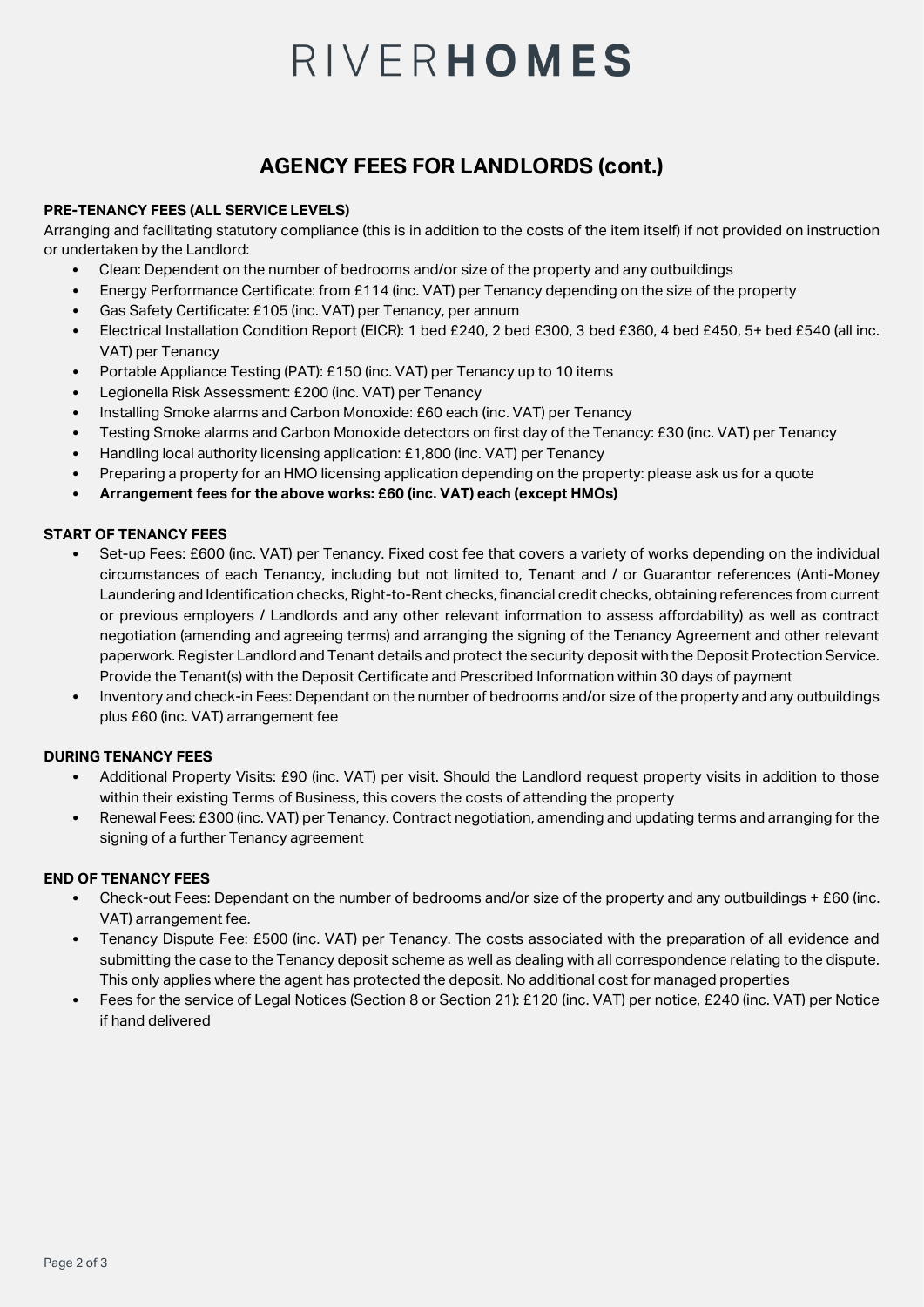# RIVERHOMES

## AGENCY FEES FOR LANDLORDS (cont.)

**PRE-TENANCY FEES (ALL SERVICE LEVELS)**

Arranging and facilitating statutory compliance (this is in addition to the costs of the item itself) if not provided on instruction or undertaken by the Landlord:

- Clean: Dependent on the number of bedrooms and/or size of the property and any outbuildings
- Energy Performance Certificate: from £114 (inc. VAT) per Tenancy depending on the size of the property
- Gas Safety Certificate: £105 (inc. VAT) per Tenancy, per annum
- Electrical Installation Condition Report (EICR): 1 bed £240, 2 bed £300, 3 bed £360, 4 bed £450, 5+ bed £540 (all inc. VAT) per Tenancy
- Portable Appliance Testing (PAT): £150 (inc. VAT) per Tenancy up to 10 items
- Legionella Risk Assessment: £200 (inc. VAT) per Tenancy
- Installing Smoke alarms and Carbon Monoxide: £60 each (inc. VAT) per Tenancy
- Testing Smoke alarms and Carbon Monoxide detectors on first day of the Tenancy: £30 (inc. VAT) per Tenancy
- Handling local authority licensing application: £1,800 (inc. VAT) per Tenancy
- Preparing a property for an HMO licensing application depending on the property: please ask us for a quote
- **Arrangement fees for the above works: £60 (inc. VAT) each (except HMOs)**

**START OF TENANCY FEES**

- Set-up Fees: £600 (inc. VAT) per Tenancy. Fixed cost fee that covers a variety of works depending on the individual circumstances of each Tenancy, including but not limited to, Tenant and / or Guarantor references (Anti-Money Laundering and Identification checks, Right-to-Rent checks, financial credit checks, obtaining references from current or previous employers / Landlords and any other relevant information to assess affordability) as well as contract negotiation (amending and agreeing terms) and arranging the signing of the Tenancy Agreement and other relevant paperwork. Register Landlord and Tenant details and protect the security deposit with the Deposit Protection Service. Provide the Tenant(s) with the Deposit Certificate and Prescribed Information within 30 days of payment
- Inventory and check-in Fees: Dependant on the number of bedrooms and/or size of the property and any outbuildings plus £60 (inc. VAT) arrangement fee

**DURING TENANCY FEES**

- Additional Property Visits: £90 (inc. VAT) per visit. Should the Landlord request property visits in addition to those within their existing Terms of Business, this covers the costs of attending the property
- Renewal Fees: £300 (inc. VAT) per Tenancy. Contract negotiation, amending and updating terms and arranging for the signing of a further Tenancy agreement

**END OF TENANCY FEES**

- Check-out Fees: Dependant on the number of bedrooms and/or size of the property and any outbuildings + £60 (inc. VAT) arrangement fee.
- Tenancy Dispute Fee: £500 (inc. VAT) per Tenancy. The costs associated with the preparation of all evidence and submitting the case to the Tenancy deposit scheme as well as dealing with all correspondence relating to the dispute. This only applies where the agent has protected the deposit. No additional cost for managed properties
- Fees for the service of Legal Notices (Section 8 or Section 21): £120 (inc. VAT) per notice, £240 (inc. VAT) per Notice if hand delivered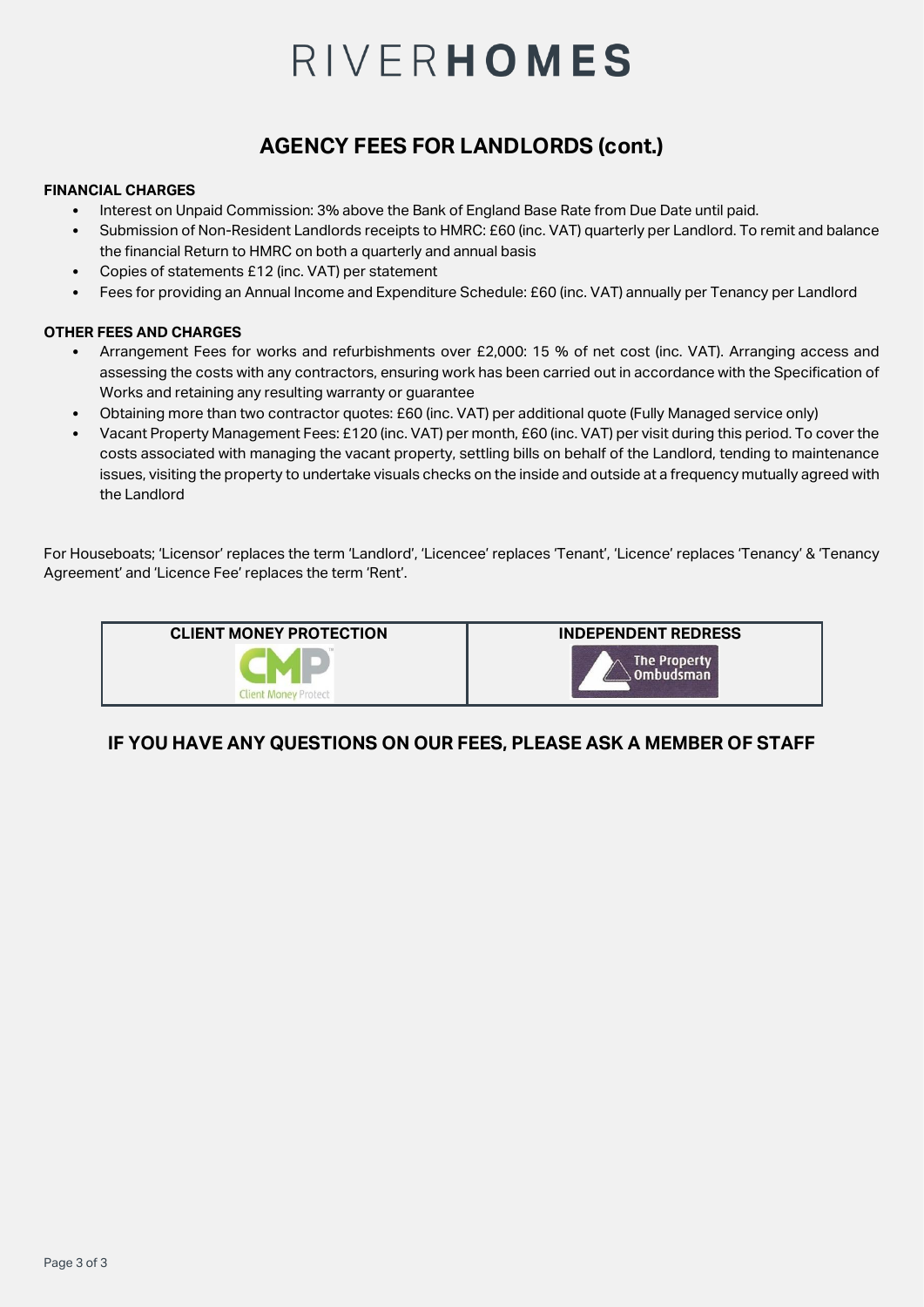# RIVERHOMES

## AGENCY FEES FOR LANDLORDS (cont.)

**FINANCIAL CHARGES**

- Interest on Unpaid Commission: 3% above the Bank of England Base Rate from Due Date until paid.
- Submission of Non-Resident Landlords receipts to HMRC: £60 (inc. VAT) quarterly per Landlord. To remit and balance the financial Return to HMRC on both a quarterly and annual basis
- Copies of statements £12 (inc. VAT) per statement
- Fees for providing an Annual Income and Expenditure Schedule: £60 (inc. VAT) annually per Tenancy per Landlord

**OTHER FEES AND CHARGES**

- Arrangement Fees for works and refurbishments over £2,000: 15 % of net cost (inc. VAT). Arranging access and assessing the costs with any contractors, ensuring work has been carried out in accordance with the Specification of Works and retaining any resulting warranty or guarantee
- Obtaining more than two contractor quotes: £60 (inc. VAT) per additional quote (Fully Managed service only)
- Vacant Property Management Fees: £120 (inc. VAT) per month, £60 (inc. VAT) per visit during this period. To cover the costs associated with managing the vacant property, settling bills on behalf of the Landlord, tending to maintenance issues, visiting the property to undertake visuals checks on the inside and outside at a frequency mutually agreed with the Landlord

For Houseboats; 'Licensor' replaces the term 'Landlord', 'Licencee' replaces 'Tenant', 'Licence' replaces 'Tenancy' & 'Tenancy Agreement' and 'Licence Fee' replaces the term 'Rent'.

| CLIENT MONEY PROTECTION | INDEPENDENT REDRESS |
| --- | --- |
| CMP Client Money Protect | The Property Ombudsman |

### IF YOU HAVE ANY QUESTIONS ON OUR FEES, PLEASE ASK A MEMBER OF STAFF